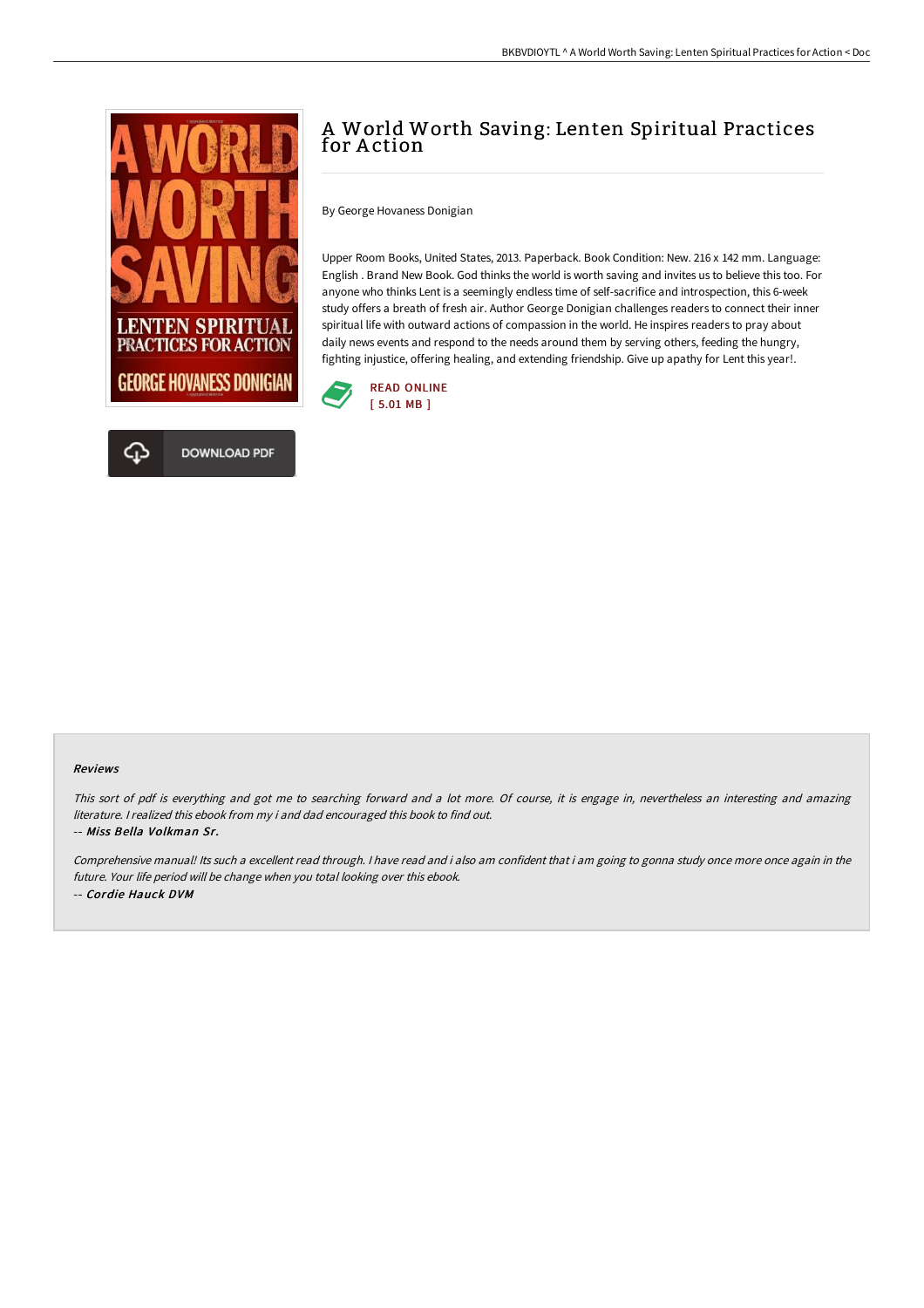# A World Worth Saving: Lenten Spiritual Practices for Action

By George Hovaness Donigian

Upper Room Books, United States, 2013. Paperback. Book Condition: New. 216 x 142 mm. Language: English . Brand New Book. God thinks the world is worth saving and invites us to believe this too. For anyone who thinks Lent is a seemingly endless time of self-sacrifice and introspection, this 6-week study offers a breath of fresh air. Author George Donigian challenges readers to connect their inner spiritual life with outward actions of compassion in the world. He inspires readers to pray about daily news events and respond to the needs around them by serving others, feeding the hungry, fighting injustice, offering healing, and extending friendship. Give up apathy for Lent this year!.

READ ONLINE
[ 5.01 MB ]

DOWNLOAD PDF

### Reviews

*This sort of pdf is everything and got me to searching forward and a lot more. Of course, it is engage in, nevertheless an interesting and amazing literature. I realized this ebook from my i and dad encouraged this book to find out.*

-- *Miss Bella Volkman Sr.*

*Comprehensive manual! Its such a excellent read through. I have read and i also am confident that i am going to gonna study once more once again in the future. Your life period will be change when you total looking over this ebook.*

-- *Cordie Hauck DVM*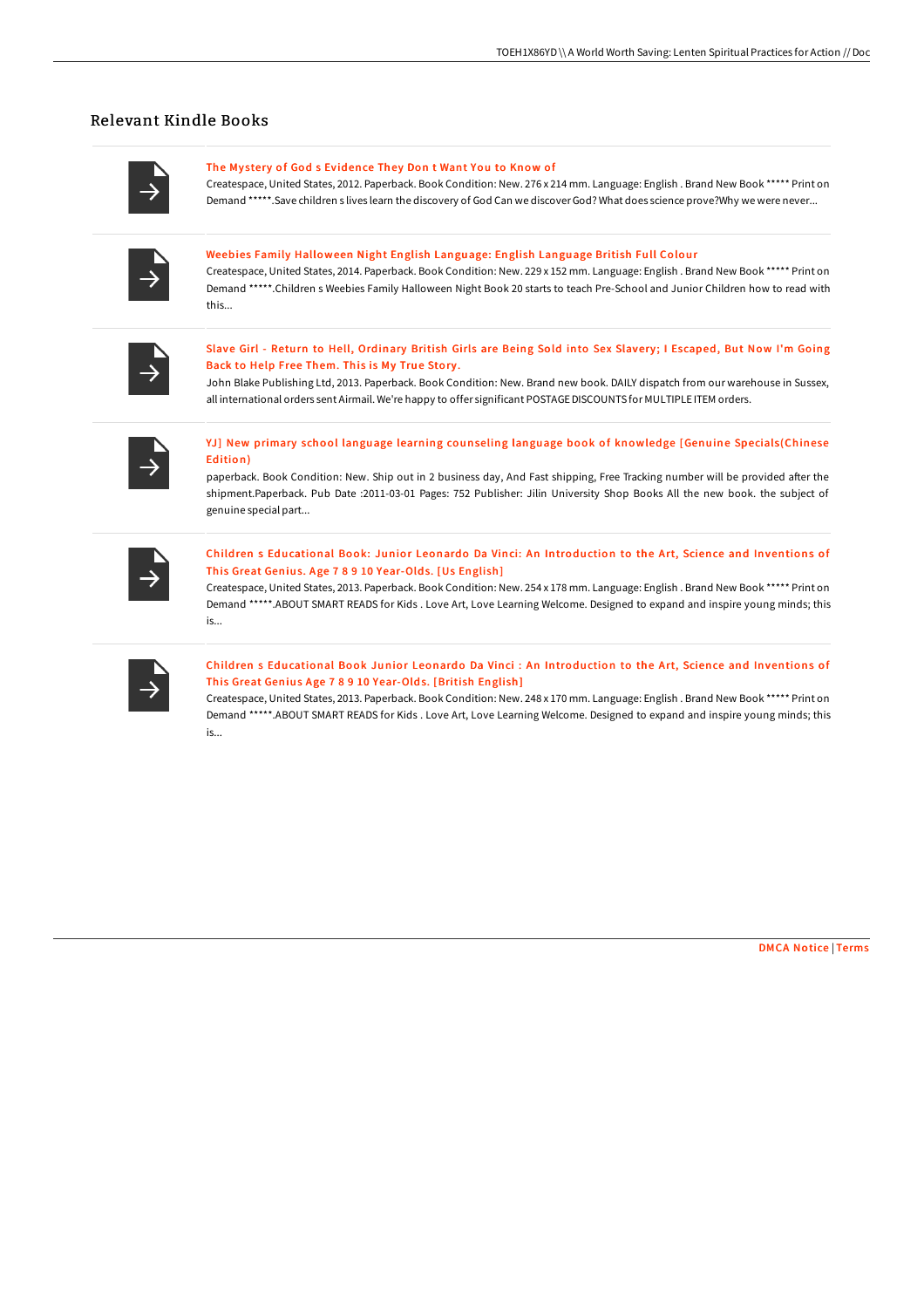## Relevant Kindle Books

**The Mystery of God s Evidence They Don t Want You to Know of**

Createspace, United States, 2012. Paperback. Book Condition: New. 276 x 214 mm. Language: English . Brand New Book ***** Print on Demand *****.Save children s lives learn the discovery of God Can we discover God? What does science prove?Why we were never...

**Weebies Family Halloween Night English Language: English Language British Full Colour**

Createspace, United States, 2014. Paperback. Book Condition: New. 229 x 152 mm. Language: English . Brand New Book ***** Print on Demand *****.Children s Weebies Family Halloween Night Book 20 starts to teach Pre-School and Junior Children how to read with this...

**Slave Girl - Return to Hell, Ordinary British Girls are Being Sold into Sex Slavery; I Escaped, But Now I'm Going Back to Help Free Them. This is My True Story.**

John Blake Publishing Ltd, 2013. Paperback. Book Condition: New. Brand new book. DAILY dispatch from our warehouse in Sussex, all international orders sent Airmail. We're happy to offer significant POSTAGE DISCOUNTS for MULTIPLE ITEM orders.

**YJ] New primary school language learning counseling language book of knowledge [Genuine Specials(Chinese Edition)**

paperback. Book Condition: New. Ship out in 2 business day, And Fast shipping, Free Tracking number will be provided after the shipment.Paperback. Pub Date :2011-03-01 Pages: 752 Publisher: Jilin University Shop Books All the new book. the subject of genuine special part...

**Children s Educational Book: Junior Leonardo Da Vinci: An Introduction to the Art, Science and Inventions of This Great Genius. Age 7 8 9 10 Year-Olds. [Us English]**

Createspace, United States, 2013. Paperback. Book Condition: New. 254 x 178 mm. Language: English . Brand New Book ***** Print on Demand *****.ABOUT SMART READS for Kids . Love Art, Love Learning Welcome. Designed to expand and inspire young minds; this is...

**Children s Educational Book Junior Leonardo Da Vinci : An Introduction to the Art, Science and Inventions of This Great Genius Age 7 8 9 10 Year-Olds. [British English]**

Createspace, United States, 2013. Paperback. Book Condition: New. 248 x 170 mm. Language: English . Brand New Book ***** Print on Demand *****.ABOUT SMART READS for Kids . Love Art, Love Learning Welcome. Designed to expand and inspire young minds; this is...

DMCA Notice | Terms